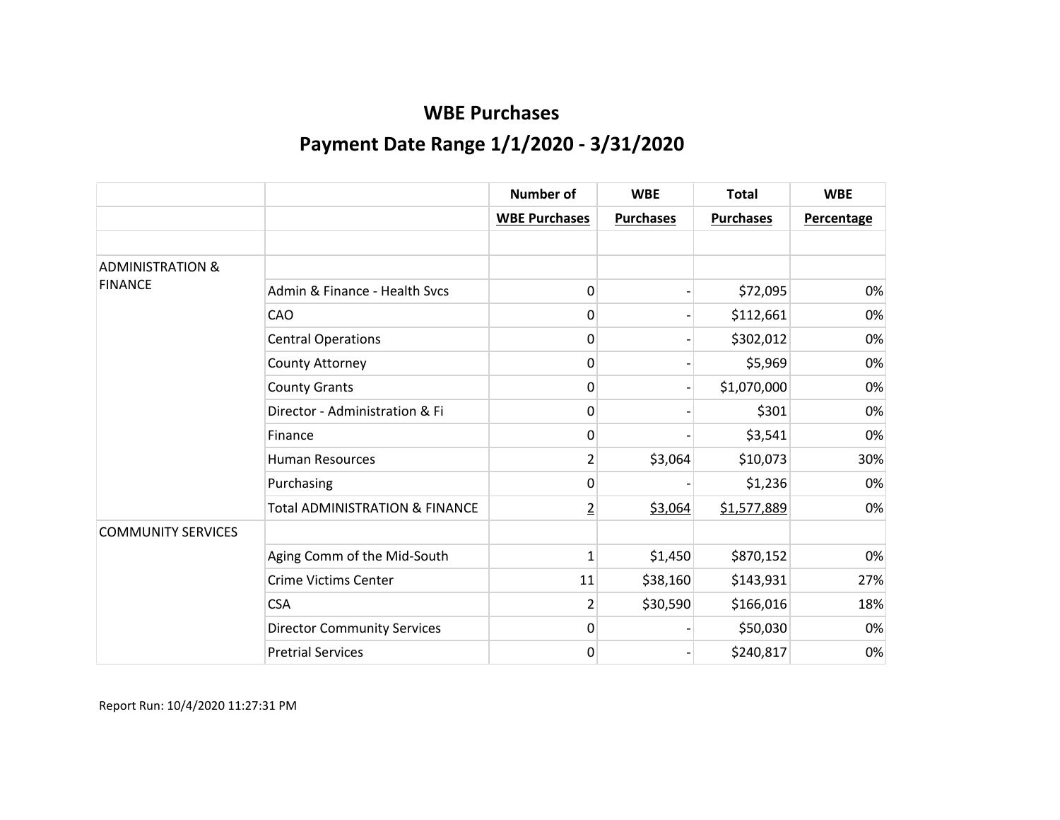# WBE Purchases

## Payment Date Range 1/1/2020 - 3/31/2020

| | | Number of WBE Purchases | WBE Purchases | Total Purchases | WBE Percentage |
|---|---|---|---|---|---|
| | | | | | |
| ADMINISTRATION & FINANCE | | | | | |
| | Admin & Finance - Health Svcs | 0 | - | $72,095 | 0% |
| | CAO | 0 | - | $112,661 | 0% |
| | Central Operations | 0 | - | $302,012 | 0% |
| | County Attorney | 0 | - | $5,969 | 0% |
| | County Grants | 0 | - | $1,070,000 | 0% |
| | Director - Administration & Fi | 0 | - | $301 | 0% |
| | Finance | 0 | - | $3,541 | 0% |
| | Human Resources | 2 | $3,064 | $10,073 | 30% |
| | Purchasing | 0 | - | $1,236 | 0% |
| | Total ADMINISTRATION & FINANCE | 2 | $3,064 | $1,577,889 | 0% |
| COMMUNITY SERVICES | | | | | |
| | Aging Comm of the Mid-South | 1 | $1,450 | $870,152 | 0% |
| | Crime Victims Center | 11 | $38,160 | $143,931 | 27% |
| | CSA | 2 | $30,590 | $166,016 | 18% |
| | Director Community Services | 0 | - | $50,030 | 0% |
| | Pretrial Services | 0 | - | $240,817 | 0% |

Report Run: 10/4/2020 11:27:31 PM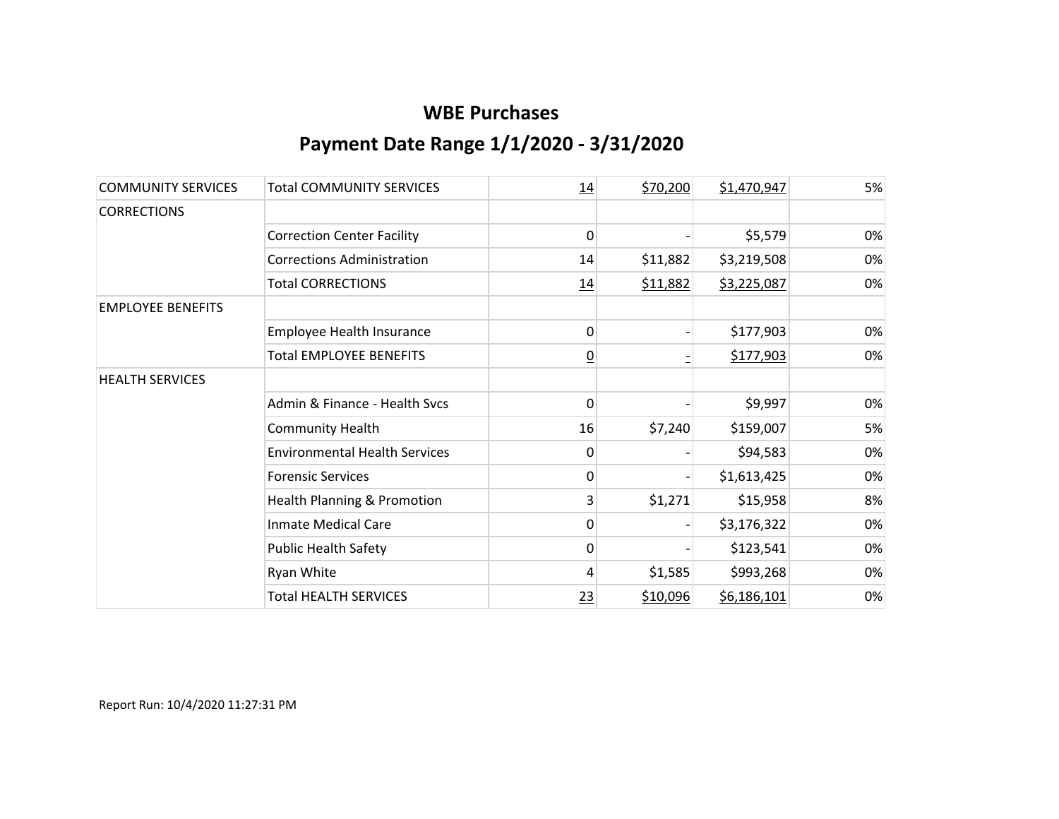# WBE Purchases

## Payment Date Range 1/1/2020 - 3/31/2020

| | | | | | |
|---|---|---|---|---|---|
| COMMUNITY SERVICES | Total COMMUNITY SERVICES | 14 | $70,200 | $1,470,947 | 5% |
| CORRECTIONS | | | | | |
| | Correction Center Facility | 0 | - | $5,579 | 0% |
| | Corrections Administration | 14 | $11,882 | $3,219,508 | 0% |
| | Total CORRECTIONS | 14 | $11,882 | $3,225,087 | 0% |
| EMPLOYEE BENEFITS | | | | | |
| | Employee Health Insurance | 0 | - | $177,903 | 0% |
| | Total EMPLOYEE BENEFITS | 0 | - | $177,903 | 0% |
| HEALTH SERVICES | | | | | |
| | Admin & Finance - Health Svcs | 0 | - | $9,997 | 0% |
| | Community Health | 16 | $7,240 | $159,007 | 5% |
| | Environmental Health Services | 0 | - | $94,583 | 0% |
| | Forensic Services | 0 | - | $1,613,425 | 0% |
| | Health Planning & Promotion | 3 | $1,271 | $15,958 | 8% |
| | Inmate Medical Care | 0 | - | $3,176,322 | 0% |
| | Public Health Safety | 0 | - | $123,541 | 0% |
| | Ryan White | 4 | $1,585 | $993,268 | 0% |
| | Total HEALTH SERVICES | 23 | $10,096 | $6,186,101 | 0% |

Report Run: 10/4/2020 11:27:31 PM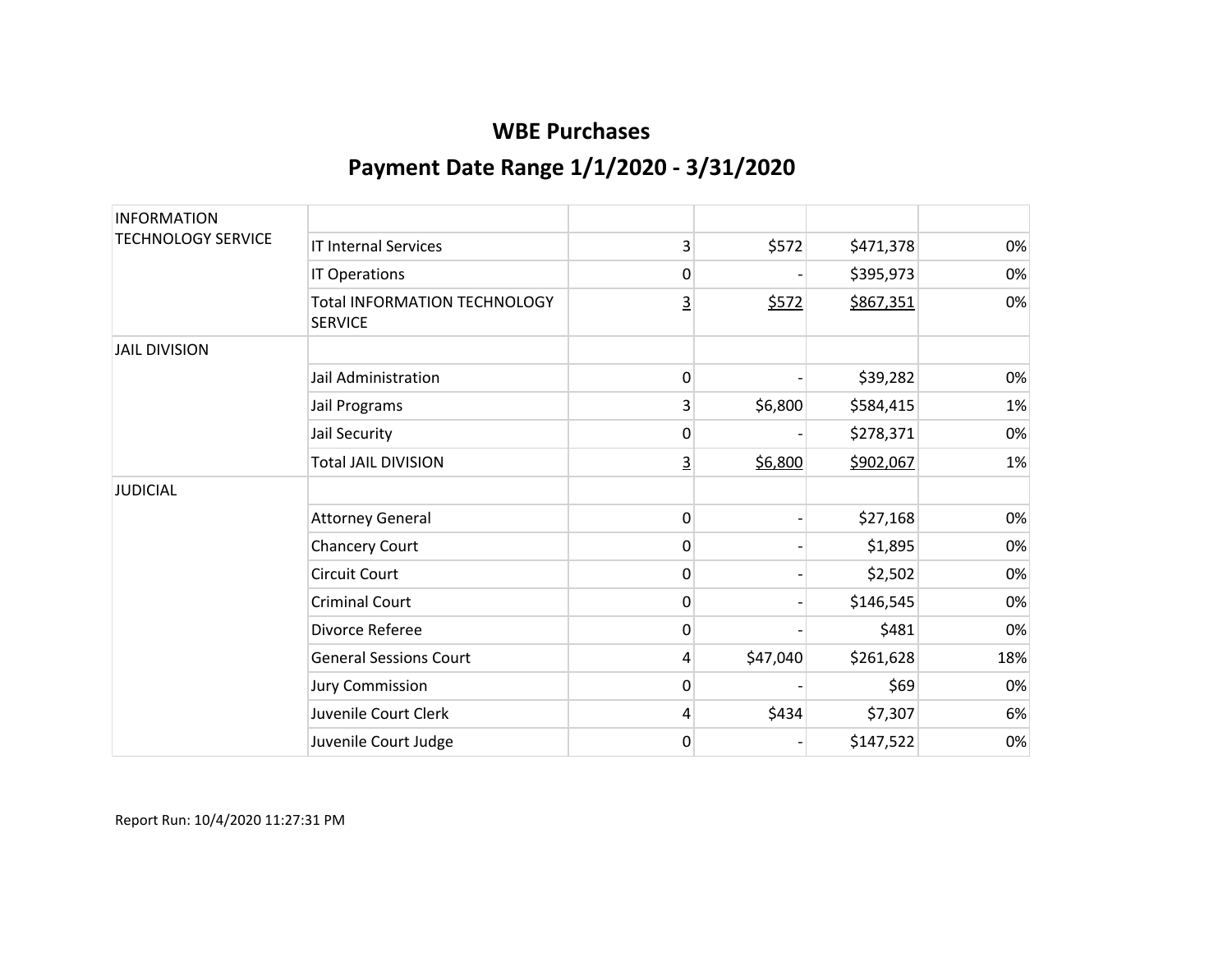# WBE Purchases

## Payment Date Range 1/1/2020 - 3/31/2020

| | | | | | |
|---|---|---|---|---|---|
| INFORMATION TECHNOLOGY SERVICE | | | | | |
| | IT Internal Services | 3 | $572 | $471,378 | 0% |
| | IT Operations | 0 | - | $395,973 | 0% |
| | Total INFORMATION TECHNOLOGY SERVICE | 3 | $572 | $867,351 | 0% |
| JAIL DIVISION | | | | | |
| | Jail Administration | 0 | - | $39,282 | 0% |
| | Jail Programs | 3 | $6,800 | $584,415 | 1% |
| | Jail Security | 0 | - | $278,371 | 0% |
| | Total JAIL DIVISION | 3 | $6,800 | $902,067 | 1% |
| JUDICIAL | | | | | |
| | Attorney General | 0 | - | $27,168 | 0% |
| | Chancery Court | 0 | - | $1,895 | 0% |
| | Circuit Court | 0 | - | $2,502 | 0% |
| | Criminal Court | 0 | - | $146,545 | 0% |
| | Divorce Referee | 0 | - | $481 | 0% |
| | General Sessions Court | 4 | $47,040 | $261,628 | 18% |
| | Jury Commission | 0 | - | $69 | 0% |
| | Juvenile Court Clerk | 4 | $434 | $7,307 | 6% |
| | Juvenile Court Judge | 0 | - | $147,522 | 0% |

Report Run: 10/4/2020 11:27:31 PM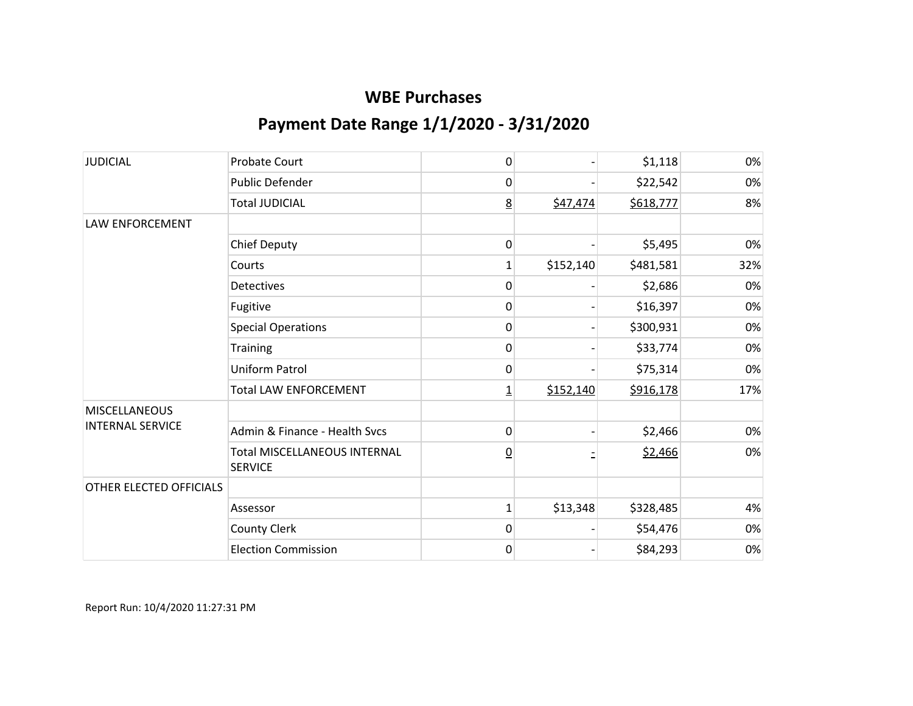# WBE Purchases

## Payment Date Range 1/1/2020 - 3/31/2020

| | | | | | |
|---|---|---|---|---|---|
| JUDICIAL | Probate Court | 0 | - | $1,118 | 0% |
| | Public Defender | 0 | - | $22,542 | 0% |
| | Total JUDICIAL | 8 | $47,474 | $618,777 | 8% |
| LAW ENFORCEMENT | | | | | |
| | Chief Deputy | 0 | - | $5,495 | 0% |
| | Courts | 1 | $152,140 | $481,581 | 32% |
| | Detectives | 0 | - | $2,686 | 0% |
| | Fugitive | 0 | - | $16,397 | 0% |
| | Special Operations | 0 | - | $300,931 | 0% |
| | Training | 0 | - | $33,774 | 0% |
| | Uniform Patrol | 0 | - | $75,314 | 0% |
| | Total LAW ENFORCEMENT | 1 | $152,140 | $916,178 | 17% |
| MISCELLANEOUS INTERNAL SERVICE | | | | | |
| | Admin & Finance - Health Svcs | 0 | - | $2,466 | 0% |
| | Total MISCELLANEOUS INTERNAL SERVICE | 0 | - | $2,466 | 0% |
| OTHER ELECTED OFFICIALS | | | | | |
| | Assessor | 1 | $13,348 | $328,485 | 4% |
| | County Clerk | 0 | - | $54,476 | 0% |
| | Election Commission | 0 | - | $84,293 | 0% |

Report Run: 10/4/2020 11:27:31 PM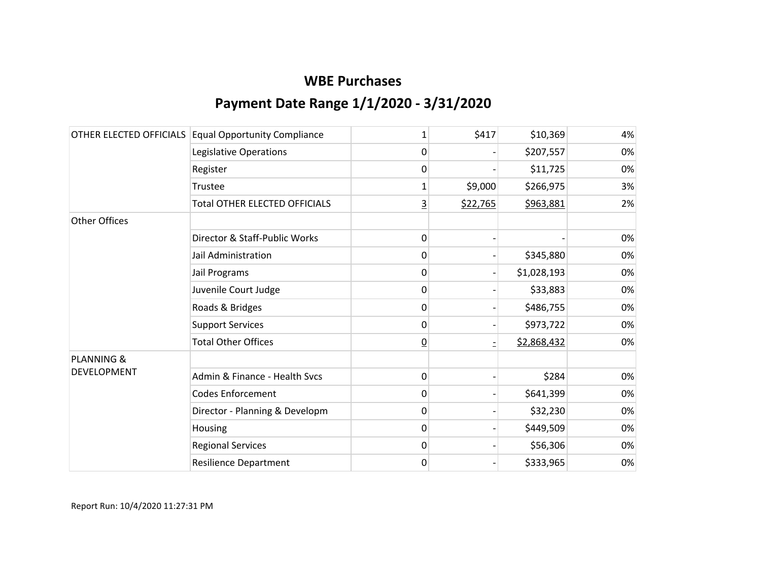# WBE Purchases

## Payment Date Range 1/1/2020 - 3/31/2020

| | | | | | |
|---|---|---|---|---|---|
| OTHER ELECTED OFFICIALS | Equal Opportunity Compliance | 1 | $417 | $10,369 | 4% |
| | Legislative Operations | 0 | - | $207,557 | 0% |
| | Register | 0 | - | $11,725 | 0% |
| | Trustee | 1 | $9,000 | $266,975 | 3% |
| | Total OTHER ELECTED OFFICIALS | 3 | $22,765 | $963,881 | 2% |
| Other Offices | | | | | |
| | Director & Staff-Public Works | 0 | - | - | 0% |
| | Jail Administration | 0 | - | $345,880 | 0% |
| | Jail Programs | 0 | - | $1,028,193 | 0% |
| | Juvenile Court Judge | 0 | - | $33,883 | 0% |
| | Roads & Bridges | 0 | - | $486,755 | 0% |
| | Support Services | 0 | - | $973,722 | 0% |
| | Total Other Offices | 0 | - | $2,868,432 | 0% |
| PLANNING & DEVELOPMENT | | | | | |
| | Admin & Finance - Health Svcs | 0 | - | $284 | 0% |
| | Codes Enforcement | 0 | - | $641,399 | 0% |
| | Director - Planning & Developm | 0 | - | $32,230 | 0% |
| | Housing | 0 | - | $449,509 | 0% |
| | Regional Services | 0 | - | $56,306 | 0% |
| | Resilience Department | 0 | - | $333,965 | 0% |

Report Run: 10/4/2020 11:27:31 PM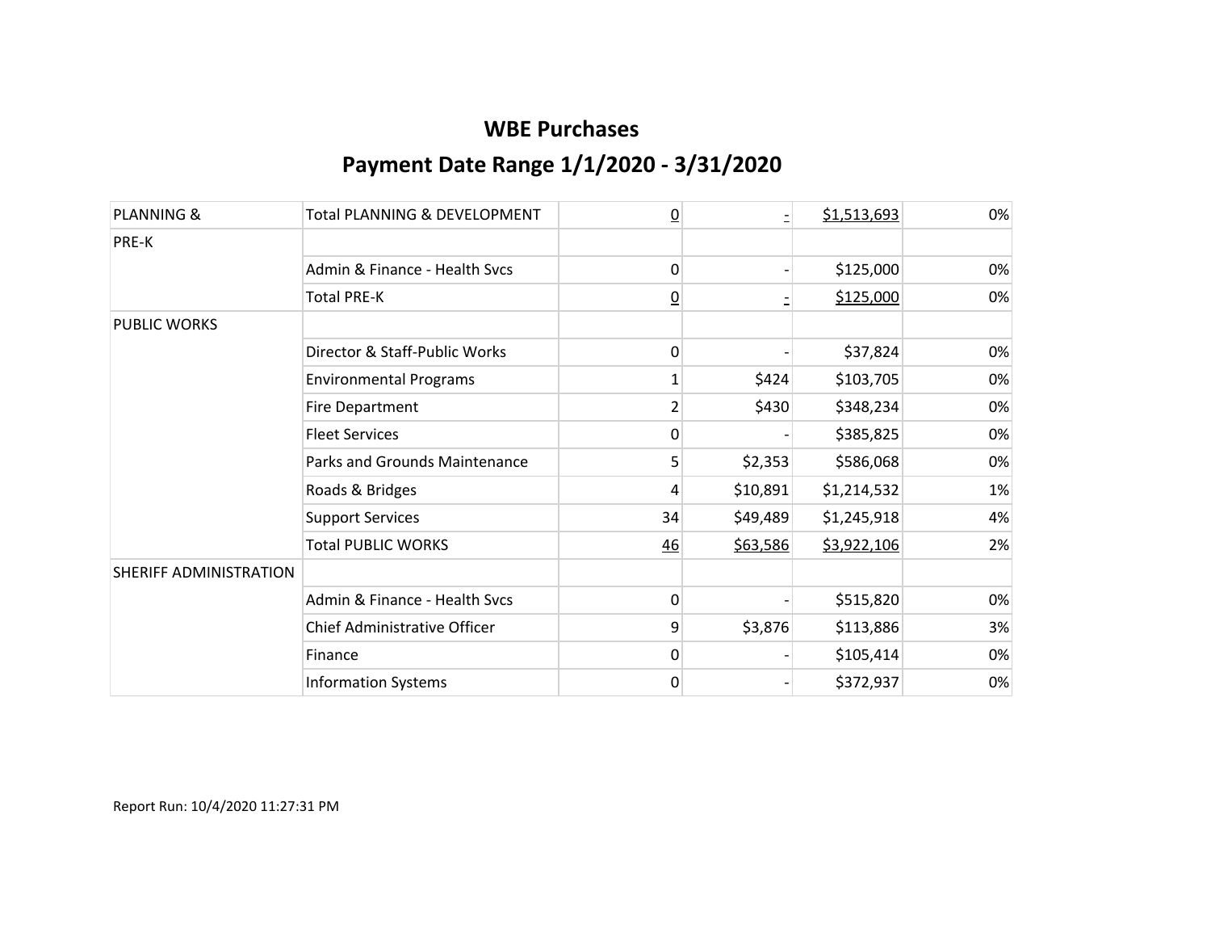# WBE Purchases

## Payment Date Range 1/1/2020 - 3/31/2020

| | | | | | |
|---|---|---|---|---|---|
| PLANNING & | Total PLANNING & DEVELOPMENT | 0 | - | $1,513,693 | 0% |
| PRE-K | | | | | |
| | Admin & Finance - Health Svcs | 0 | - | $125,000 | 0% |
| | Total PRE-K | 0 | - | $125,000 | 0% |
| PUBLIC WORKS | | | | | |
| | Director & Staff-Public Works | 0 | - | $37,824 | 0% |
| | Environmental Programs | 1 | $424 | $103,705 | 0% |
| | Fire Department | 2 | $430 | $348,234 | 0% |
| | Fleet Services | 0 | - | $385,825 | 0% |
| | Parks and Grounds Maintenance | 5 | $2,353 | $586,068 | 0% |
| | Roads & Bridges | 4 | $10,891 | $1,214,532 | 1% |
| | Support Services | 34 | $49,489 | $1,245,918 | 4% |
| | Total PUBLIC WORKS | 46 | $63,586 | $3,922,106 | 2% |
| SHERIFF ADMINISTRATION | | | | | |
| | Admin & Finance - Health Svcs | 0 | - | $515,820 | 0% |
| | Chief Administrative Officer | 9 | $3,876 | $113,886 | 3% |
| | Finance | 0 | - | $105,414 | 0% |
| | Information Systems | 0 | - | $372,937 | 0% |

Report Run: 10/4/2020 11:27:31 PM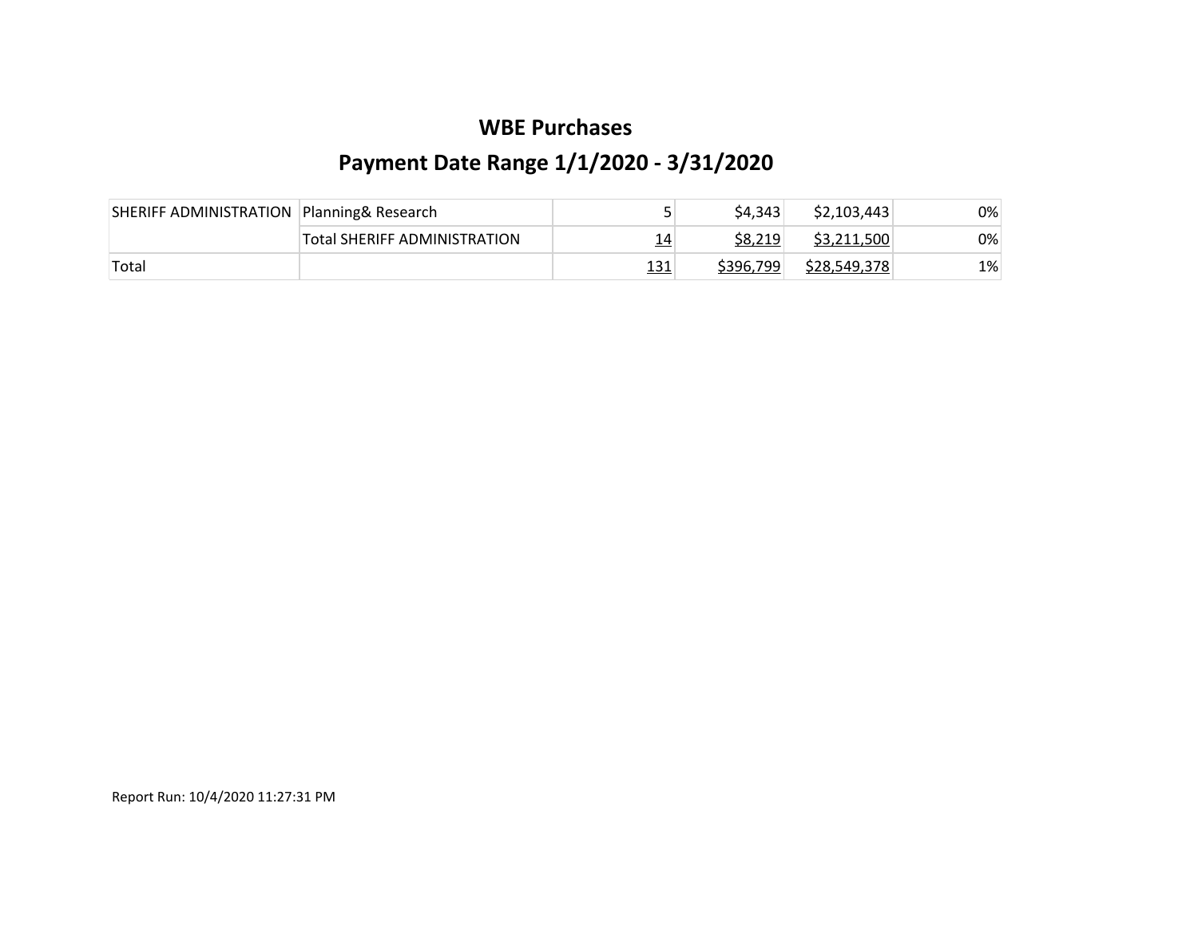# WBE Purchases

## Payment Date Range 1/1/2020 - 3/31/2020

| | | | | | |
|---|---|---|---|---|---|
| SHERIFF ADMINISTRATION | Planning& Research | 5 | $4,343 | $2,103,443 | 0% |
| | Total SHERIFF ADMINISTRATION | 14 | $8,219 | $3,211,500 | 0% |
| Total | | 131 | $396,799 | $28,549,378 | 1% |

Report Run: 10/4/2020 11:27:31 PM